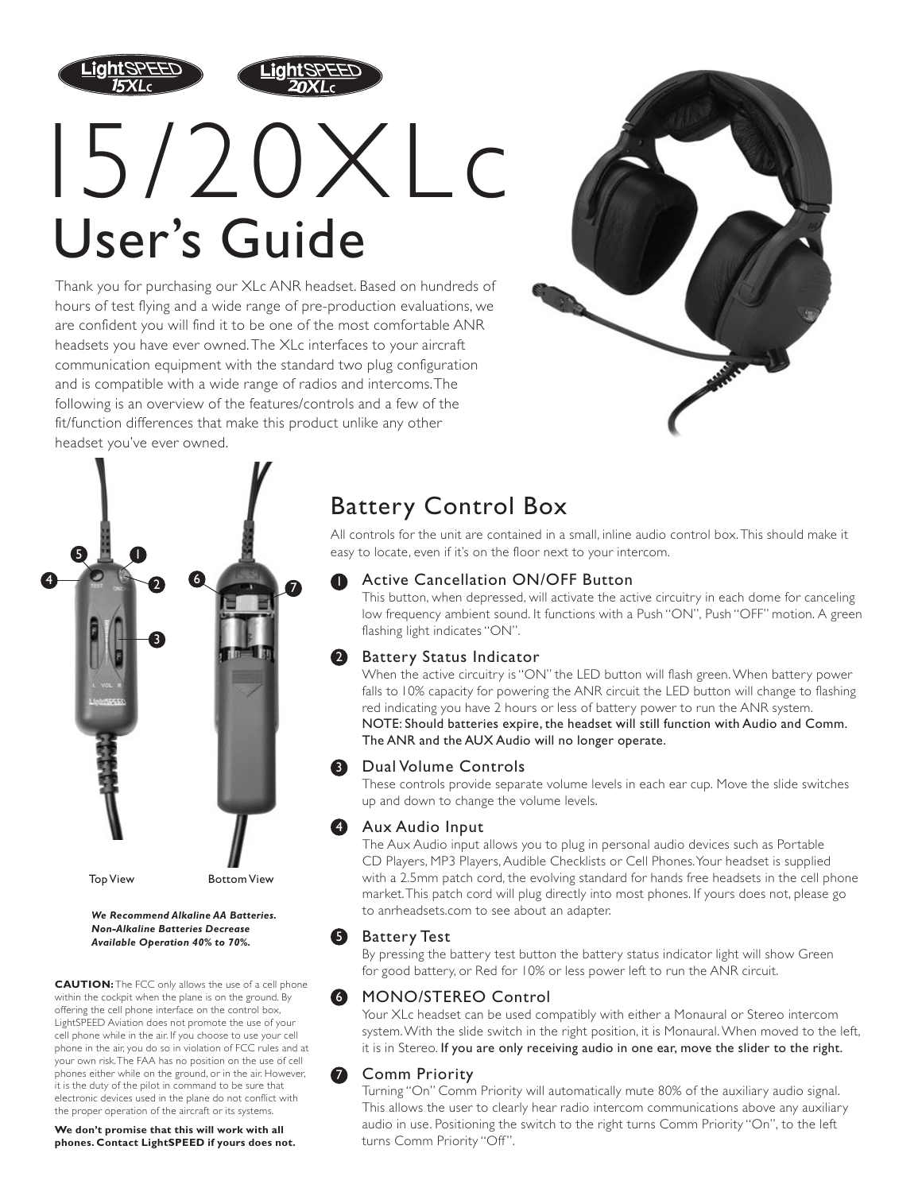LightSPEED 15XLc LightSPEED 20XLc

# 15/20XLc
# User's Guide

Thank you for purchasing our XLc ANR headset. Based on hundreds of hours of test flying and a wide range of pre-production evaluations, we are confident you will find it to be one of the most comfortable ANR headsets you have ever owned. The XLc interfaces to your aircraft communication equipment with the standard two plug configuration and is compatible with a wide range of radios and intercoms. The following is an overview of the features/controls and a few of the fit/function differences that make this product unlike any other headset you've ever owned.

Top View    Bottom View

***We Recommend Alkaline AA Batteries. Non-Alkaline Batteries Decrease Available Operation 40% to 70%.***

**CAUTION:** The FCC only allows the use of a cell phone within the cockpit when the plane is on the ground. By offering the cell phone interface on the control box, LightSPEED Aviation does not promote the use of your cell phone while in the air. If you choose to use your cell phone in the air, you do so in violation of FCC rules and at your own risk. The FAA has no position on the use of cell phones either while on the ground, or in the air. However, it is the duty of the pilot in command to be sure that electronic devices used in the plane do not conflict with the proper operation of the aircraft or its systems.

**We don't promise that this will work with all phones. Contact LightSPEED if yours does not.**

## Battery Control Box

All controls for the unit are contained in a small, inline audio control box. This should make it easy to locate, even if it's on the floor next to your intercom.

### 1 Active Cancellation ON/OFF Button

This button, when depressed, will activate the active circuitry in each dome for canceling low frequency ambient sound. It functions with a Push "ON", Push "OFF" motion. A green flashing light indicates "ON".

### 2 Battery Status Indicator

When the active circuitry is "ON" the LED button will flash green. When battery power falls to 10% capacity for powering the ANR circuit the LED button will change to flashing red indicating you have 2 hours or less of battery power to run the ANR system.
NOTE: Should batteries expire, the headset will still function with Audio and Comm. The ANR and the AUX Audio will no longer operate.

### 3 Dual Volume Controls

These controls provide separate volume levels in each ear cup. Move the slide switches up and down to change the volume levels.

### 4 Aux Audio Input

The Aux Audio input allows you to plug in personal audio devices such as Portable CD Players, MP3 Players, Audible Checklists or Cell Phones. Your headset is supplied with a 2.5mm patch cord, the evolving standard for hands free headsets in the cell phone market. This patch cord will plug directly into most phones. If yours does not, please go to anrheadsets.com to see about an adapter.

### 5 Battery Test

By pressing the battery test button the battery status indicator light will show Green for good battery, or Red for 10% or less power left to run the ANR circuit.

### 6 MONO/STEREO Control

Your XLc headset can be used compatibly with either a Monaural or Stereo intercom system. With the slide switch in the right position, it is Monaural. When moved to the left, it is in Stereo. If you are only receiving audio in one ear, move the slider to the right.

### 7 Comm Priority

Turning "On" Comm Priority will automatically mute 80% of the auxiliary audio signal. This allows the user to clearly hear radio intercom communications above any auxiliary audio in use. Positioning the switch to the right turns Comm Priority "On", to the left turns Comm Priority "Off".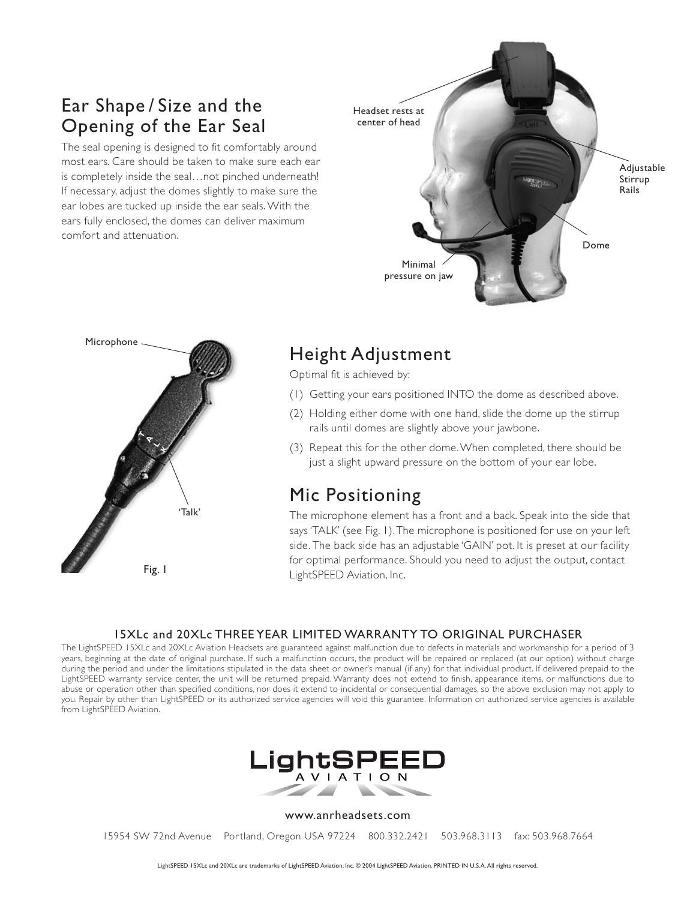## Ear Shape / Size and the Opening of the Ear Seal

The seal opening is designed to fit comfortably around most ears. Care should be taken to make sure each ear is completely inside the seal…not pinched underneath! If necessary, adjust the domes slightly to make sure the ear lobes are tucked up inside the ear seals. With the ears fully enclosed, the domes can deliver maximum comfort and attenuation.

Headset rests at center of head

Adjustable Stirrup Rails

Dome

Minimal pressure on jaw

Microphone

'Talk'

Fig. 1

## Height Adjustment

Optimal fit is achieved by:

(1) Getting your ears positioned INTO the dome as described above.

(2) Holding either dome with one hand, slide the dome up the stirrup rails until domes are slightly above your jawbone.

(3) Repeat this for the other dome. When completed, there should be just a slight upward pressure on the bottom of your ear lobe.

## Mic Positioning

The microphone element has a front and a back. Speak into the side that says 'TALK' (see Fig. 1). The microphone is positioned for use on your left side. The back side has an adjustable 'GAIN' pot. It is preset at our facility for optimal performance. Should you need to adjust the output, contact LightSPEED Aviation, Inc.

### 15XLc and 20XLc THREE YEAR LIMITED WARRANTY TO ORIGINAL PURCHASER

The LightSPEED 15XLc and 20XLc Aviation Headsets are guaranteed against malfunction due to defects in materials and workmanship for a period of 3 years, beginning at the date of original purchase. If such a malfunction occurs, the product will be repaired or replaced (at our option) without charge during the period and under the limitations stipulated in the data sheet or owner's manual (if any) for that individual product. If delivered prepaid to the LightSPEED warranty service center, the unit will be returned prepaid. Warranty does not extend to finish, appearance items, or malfunctions due to abuse or operation other than specified conditions, nor does it extend to incidental or consequential damages, so the above exclusion may not apply to you. Repair by other than LightSPEED or its authorized service agencies will void this guarantee. Information on authorized service agencies is available from LightSPEED Aviation.

LightSPEED AVIATION

www.anrheadsets.com

15954 SW 72nd Avenue Portland, Oregon USA 97224 800.332.2421 503.968.3113 fax: 503.968.7664

LightSPEED 15XLc and 20XLc are trademarks of LightSPEED Aviation, Inc. © 2004 LightSPEED Aviation. PRINTED IN U.S.A. All rights reserved.